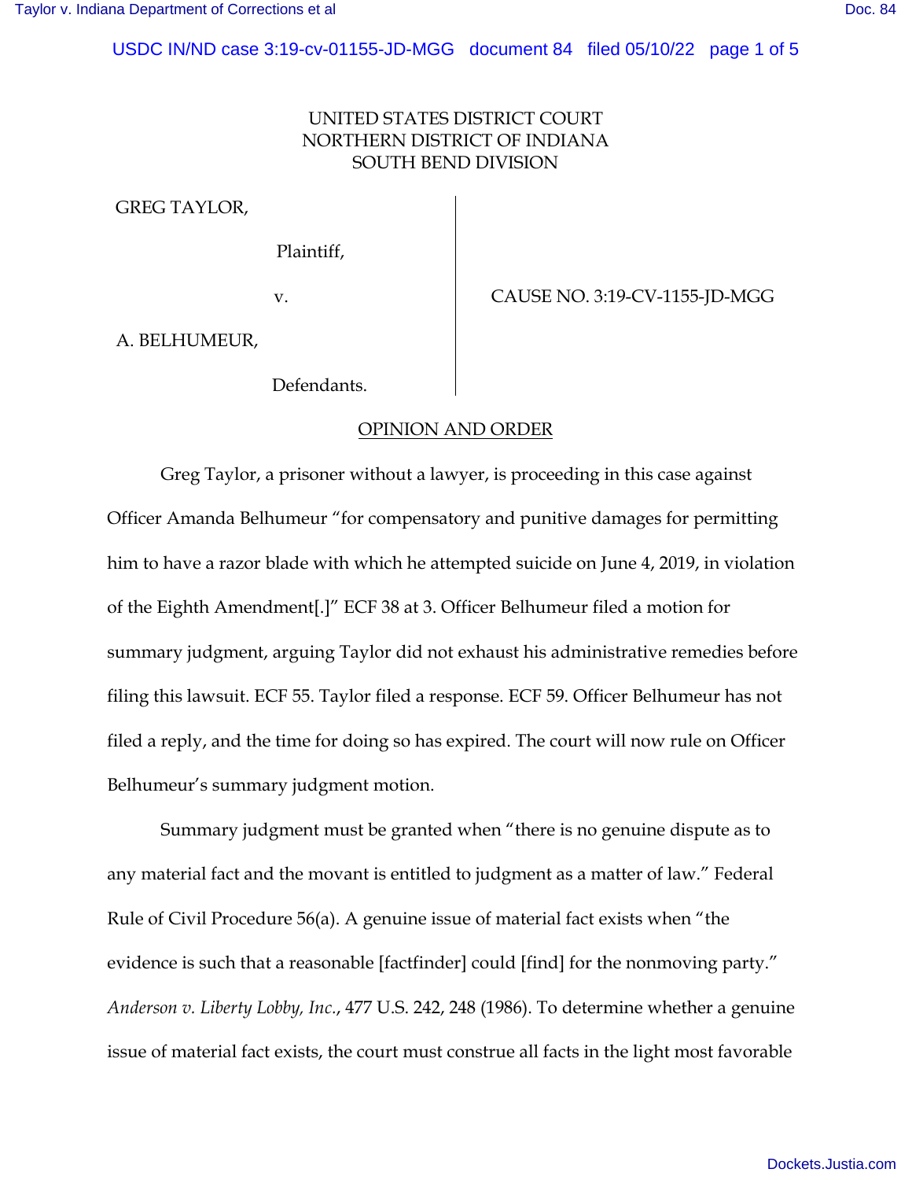UNITED STATES DISTRICT COURT
NORTHERN DISTRICT OF INDIANA
SOUTH BEND DIVISION

GREG TAYLOR,

Plaintiff,

v.

A. BELHUMEUR,

Defendants.

CAUSE NO. 3:19-CV-1155-JD-MGG

OPINION AND ORDER

Greg Taylor, a prisoner without a lawyer, is proceeding in this case against Officer Amanda Belhumeur "for compensatory and punitive damages for permitting him to have a razor blade with which he attempted suicide on June 4, 2019, in violation of the Eighth Amendment[.]" ECF 38 at 3. Officer Belhumeur filed a motion for summary judgment, arguing Taylor did not exhaust his administrative remedies before filing this lawsuit. ECF 55. Taylor filed a response. ECF 59. Officer Belhumeur has not filed a reply, and the time for doing so has expired. The court will now rule on Officer Belhumeur's summary judgment motion.

Summary judgment must be granted when "there is no genuine dispute as to any material fact and the movant is entitled to judgment as a matter of law." Federal Rule of Civil Procedure 56(a). A genuine issue of material fact exists when "the evidence is such that a reasonable [factfinder] could [find] for the nonmoving party." *Anderson v. Liberty Lobby, Inc.*, 477 U.S. 242, 248 (1986). To determine whether a genuine issue of material fact exists, the court must construe all facts in the light most favorable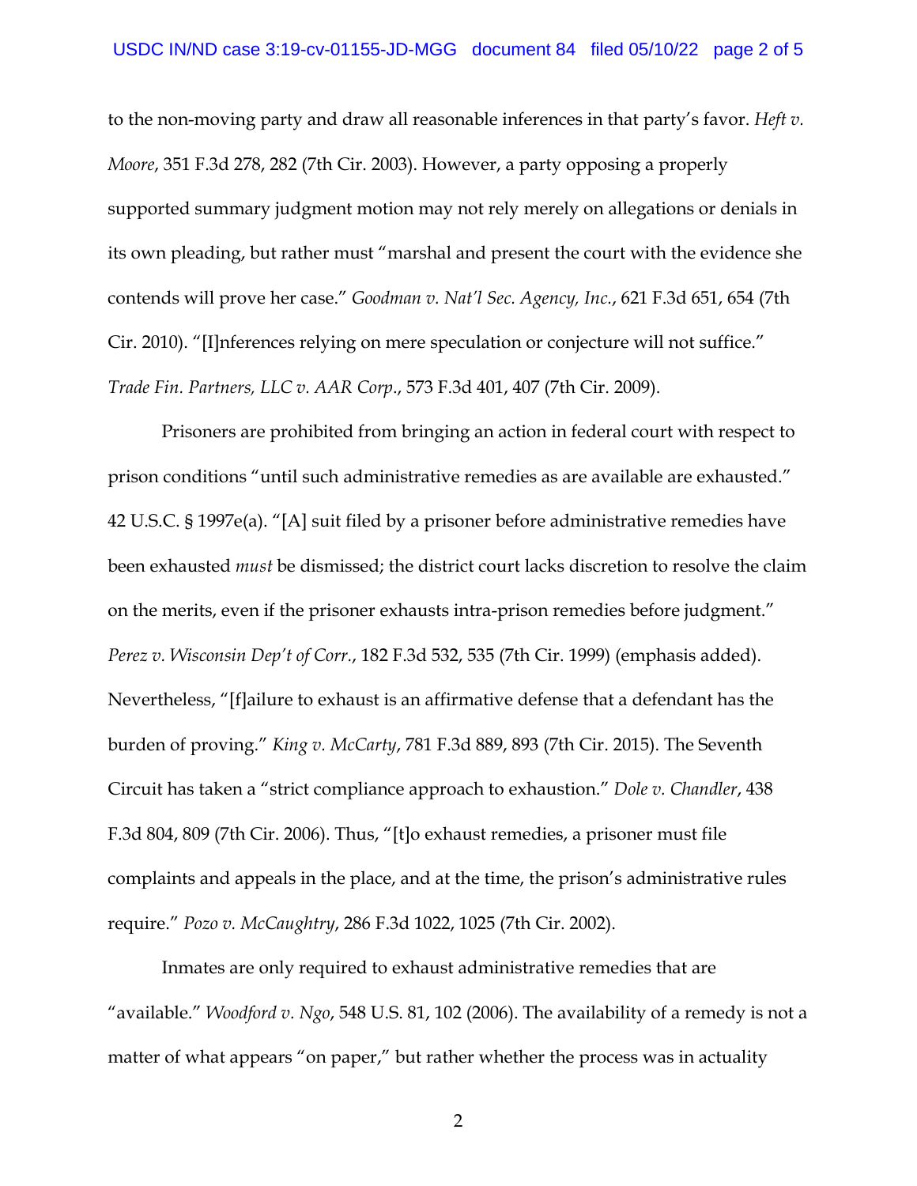to the non-moving party and draw all reasonable inferences in that party's favor. *Heft v. Moore*, 351 F.3d 278, 282 (7th Cir. 2003). However, a party opposing a properly supported summary judgment motion may not rely merely on allegations or denials in its own pleading, but rather must "marshal and present the court with the evidence she contends will prove her case." *Goodman v. Nat'l Sec. Agency, Inc.*, 621 F.3d 651, 654 (7th Cir. 2010). "[I]nferences relying on mere speculation or conjecture will not suffice." *Trade Fin. Partners, LLC v. AAR Corp*., 573 F.3d 401, 407 (7th Cir. 2009).

Prisoners are prohibited from bringing an action in federal court with respect to prison conditions "until such administrative remedies as are available are exhausted." 42 U.S.C. § 1997e(a). "[A] suit filed by a prisoner before administrative remedies have been exhausted *must* be dismissed; the district court lacks discretion to resolve the claim on the merits, even if the prisoner exhausts intra-prison remedies before judgment." *Perez v. Wisconsin Dep't of Corr.*, 182 F.3d 532, 535 (7th Cir. 1999) (emphasis added). Nevertheless, "[f]ailure to exhaust is an affirmative defense that a defendant has the burden of proving." *King v. McCarty*, 781 F.3d 889, 893 (7th Cir. 2015). The Seventh Circuit has taken a "strict compliance approach to exhaustion." *Dole v. Chandler*, 438 F.3d 804, 809 (7th Cir. 2006). Thus, "[t]o exhaust remedies, a prisoner must file complaints and appeals in the place, and at the time, the prison's administrative rules require." *Pozo v. McCaughtry*, 286 F.3d 1022, 1025 (7th Cir. 2002).

Inmates are only required to exhaust administrative remedies that are "available." *Woodford v. Ngo*, 548 U.S. 81, 102 (2006). The availability of a remedy is not a matter of what appears "on paper," but rather whether the process was in actuality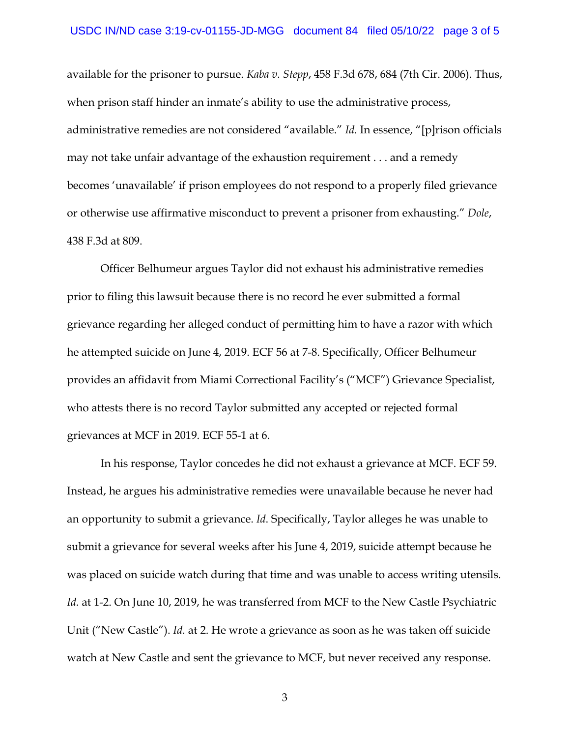available for the prisoner to pursue. *Kaba v. Stepp*, 458 F.3d 678, 684 (7th Cir. 2006). Thus, when prison staff hinder an inmate's ability to use the administrative process, administrative remedies are not considered "available." *Id.* In essence, "[p]rison officials may not take unfair advantage of the exhaustion requirement . . . and a remedy becomes 'unavailable' if prison employees do not respond to a properly filed grievance or otherwise use affirmative misconduct to prevent a prisoner from exhausting." *Dole*, 438 F.3d at 809.

Officer Belhumeur argues Taylor did not exhaust his administrative remedies prior to filing this lawsuit because there is no record he ever submitted a formal grievance regarding her alleged conduct of permitting him to have a razor with which he attempted suicide on June 4, 2019. ECF 56 at 7-8. Specifically, Officer Belhumeur provides an affidavit from Miami Correctional Facility's ("MCF") Grievance Specialist, who attests there is no record Taylor submitted any accepted or rejected formal grievances at MCF in 2019. ECF 55-1 at 6.

In his response, Taylor concedes he did not exhaust a grievance at MCF. ECF 59. Instead, he argues his administrative remedies were unavailable because he never had an opportunity to submit a grievance. *Id*. Specifically, Taylor alleges he was unable to submit a grievance for several weeks after his June 4, 2019, suicide attempt because he was placed on suicide watch during that time and was unable to access writing utensils. *Id.* at 1-2. On June 10, 2019, he was transferred from MCF to the New Castle Psychiatric Unit ("New Castle"). *Id.* at 2. He wrote a grievance as soon as he was taken off suicide watch at New Castle and sent the grievance to MCF, but never received any response.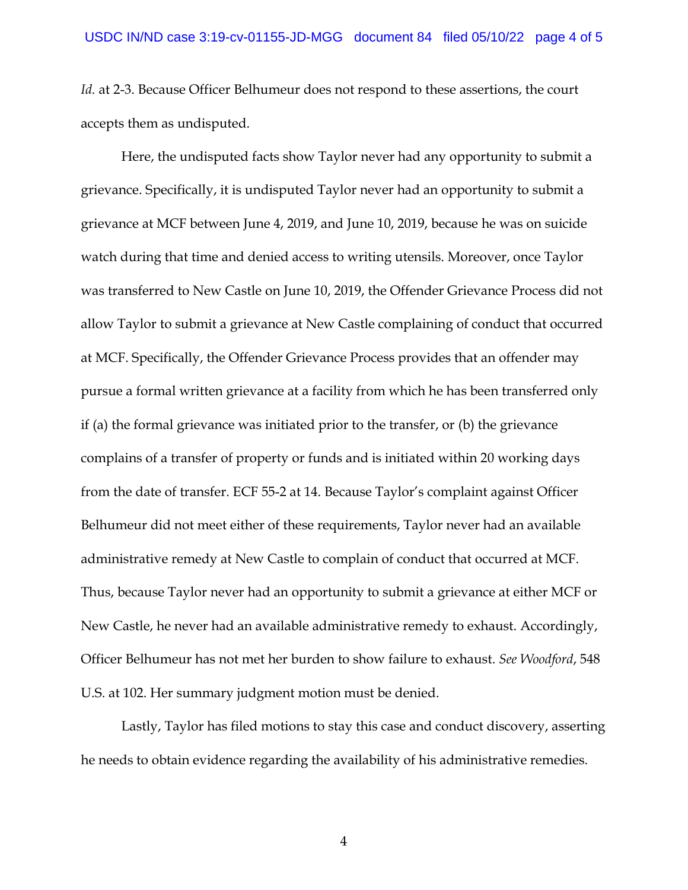*Id.* at 2-3. Because Officer Belhumeur does not respond to these assertions, the court accepts them as undisputed.

Here, the undisputed facts show Taylor never had any opportunity to submit a grievance. Specifically, it is undisputed Taylor never had an opportunity to submit a grievance at MCF between June 4, 2019, and June 10, 2019, because he was on suicide watch during that time and denied access to writing utensils. Moreover, once Taylor was transferred to New Castle on June 10, 2019, the Offender Grievance Process did not allow Taylor to submit a grievance at New Castle complaining of conduct that occurred at MCF. Specifically, the Offender Grievance Process provides that an offender may pursue a formal written grievance at a facility from which he has been transferred only if (a) the formal grievance was initiated prior to the transfer, or (b) the grievance complains of a transfer of property or funds and is initiated within 20 working days from the date of transfer. ECF 55-2 at 14. Because Taylor's complaint against Officer Belhumeur did not meet either of these requirements, Taylor never had an available administrative remedy at New Castle to complain of conduct that occurred at MCF. Thus, because Taylor never had an opportunity to submit a grievance at either MCF or New Castle, he never had an available administrative remedy to exhaust. Accordingly, Officer Belhumeur has not met her burden to show failure to exhaust. *See Woodford*, 548 U.S. at 102. Her summary judgment motion must be denied.

Lastly, Taylor has filed motions to stay this case and conduct discovery, asserting he needs to obtain evidence regarding the availability of his administrative remedies.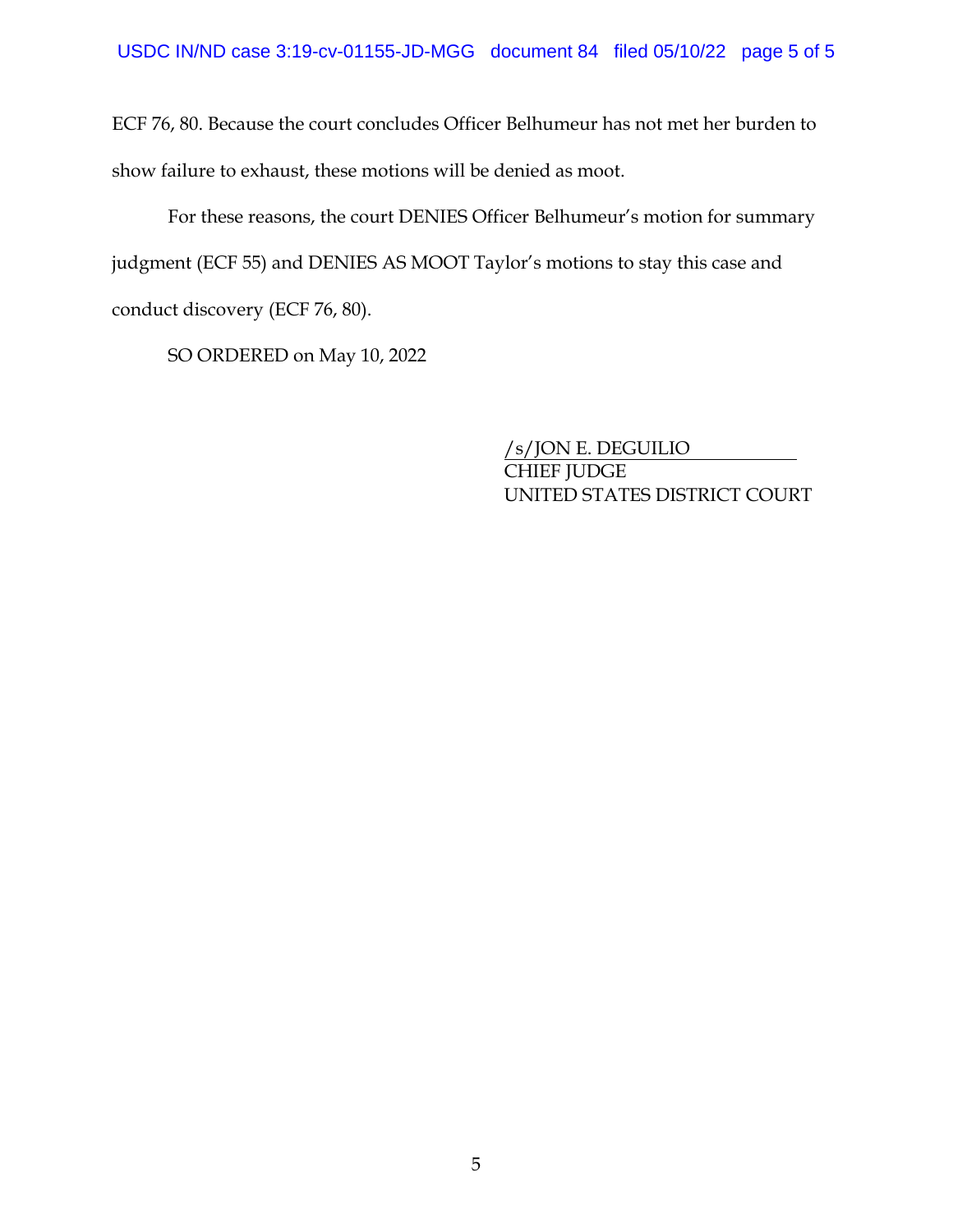ECF 76, 80. Because the court concludes Officer Belhumeur has not met her burden to show failure to exhaust, these motions will be denied as moot.

For these reasons, the court DENIES Officer Belhumeur's motion for summary judgment (ECF 55) and DENIES AS MOOT Taylor's motions to stay this case and conduct discovery (ECF 76, 80).

SO ORDERED on May 10, 2022

/s/JON E. DEGUILIO
CHIEF JUDGE
UNITED STATES DISTRICT COURT